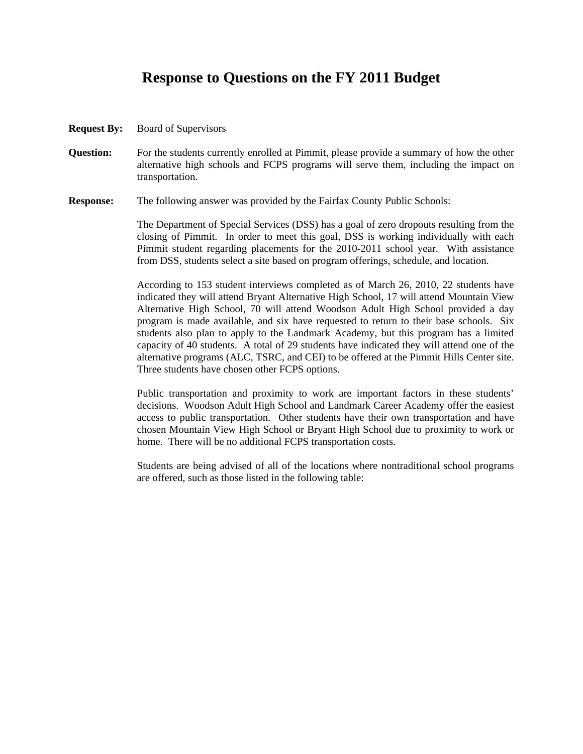# Response to Questions on the FY 2011 Budget

**Request By:** Board of Supervisors

**Question:** For the students currently enrolled at Pimmit, please provide a summary of how the other alternative high schools and FCPS programs will serve them, including the impact on transportation.

**Response:** The following answer was provided by the Fairfax County Public Schools:

The Department of Special Services (DSS) has a goal of zero dropouts resulting from the closing of Pimmit. In order to meet this goal, DSS is working individually with each Pimmit student regarding placements for the 2010-2011 school year. With assistance from DSS, students select a site based on program offerings, schedule, and location.

According to 153 student interviews completed as of March 26, 2010, 22 students have indicated they will attend Bryant Alternative High School, 17 will attend Mountain View Alternative High School, 70 will attend Woodson Adult High School provided a day program is made available, and six have requested to return to their base schools. Six students also plan to apply to the Landmark Academy, but this program has a limited capacity of 40 students. A total of 29 students have indicated they will attend one of the alternative programs (ALC, TSRC, and CEI) to be offered at the Pimmit Hills Center site. Three students have chosen other FCPS options.

Public transportation and proximity to work are important factors in these students' decisions. Woodson Adult High School and Landmark Career Academy offer the easiest access to public transportation. Other students have their own transportation and have chosen Mountain View High School or Bryant High School due to proximity to work or home. There will be no additional FCPS transportation costs.

Students are being advised of all of the locations where nontraditional school programs are offered, such as those listed in the following table: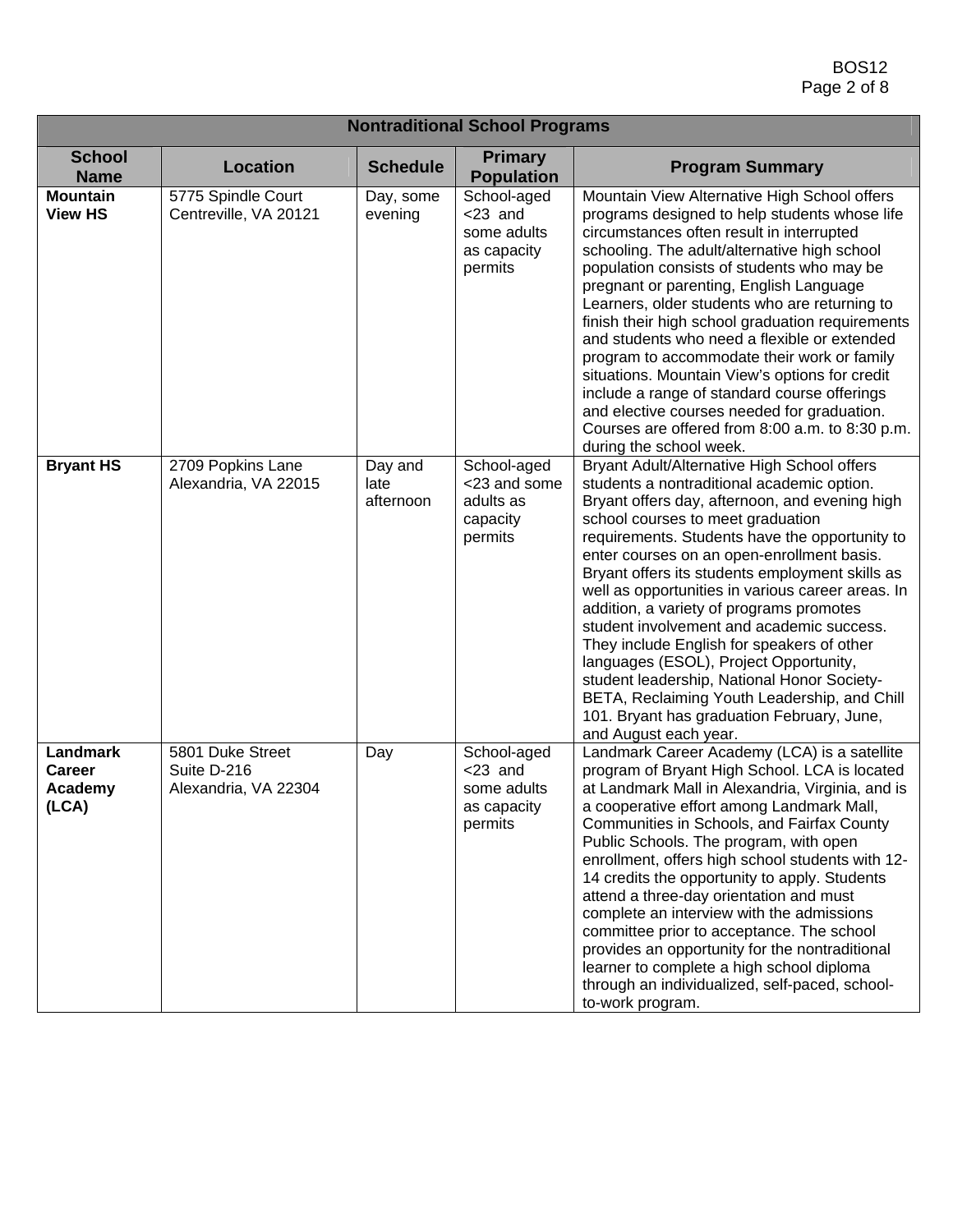| Nontraditional School Programs | | | | |
|---|---|---|---|---|
| **School Name** | **Location** | **Schedule** | **Primary Population** | **Program Summary** |
| **Mountain View HS** | 5775 Spindle Court Centreville, VA 20121 | Day, some evening | School-aged <23 and some adults as capacity permits | Mountain View Alternative High School offers programs designed to help students whose life circumstances often result in interrupted schooling. The adult/alternative high school population consists of students who may be pregnant or parenting, English Language Learners, older students who are returning to finish their high school graduation requirements and students who need a flexible or extended program to accommodate their work or family situations. Mountain View's options for credit include a range of standard course offerings and elective courses needed for graduation. Courses are offered from 8:00 a.m. to 8:30 p.m. during the school week. |
| **Bryant HS** | 2709 Popkins Lane Alexandria, VA 22015 | Day and late afternoon | School-aged <23 and some adults as capacity permits | Bryant Adult/Alternative High School offers students a nontraditional academic option. Bryant offers day, afternoon, and evening high school courses to meet graduation requirements. Students have the opportunity to enter courses on an open-enrollment basis. Bryant offers its students employment skills as well as opportunities in various career areas. In addition, a variety of programs promotes student involvement and academic success. They include English for speakers of other languages (ESOL), Project Opportunity, student leadership, National Honor Society-BETA, Reclaiming Youth Leadership, and Chill 101. Bryant has graduation February, June, and August each year. |
| **Landmark Career Academy (LCA)** | 5801 Duke Street Suite D-216 Alexandria, VA 22304 | Day | School-aged <23 and some adults as capacity permits | Landmark Career Academy (LCA) is a satellite program of Bryant High School. LCA is located at Landmark Mall in Alexandria, Virginia, and is a cooperative effort among Landmark Mall, Communities in Schools, and Fairfax County Public Schools. The program, with open enrollment, offers high school students with 12-14 credits the opportunity to apply. Students attend a three-day orientation and must complete an interview with the admissions committee prior to acceptance. The school provides an opportunity for the nontraditional learner to complete a high school diploma through an individualized, self-paced, school-to-work program. |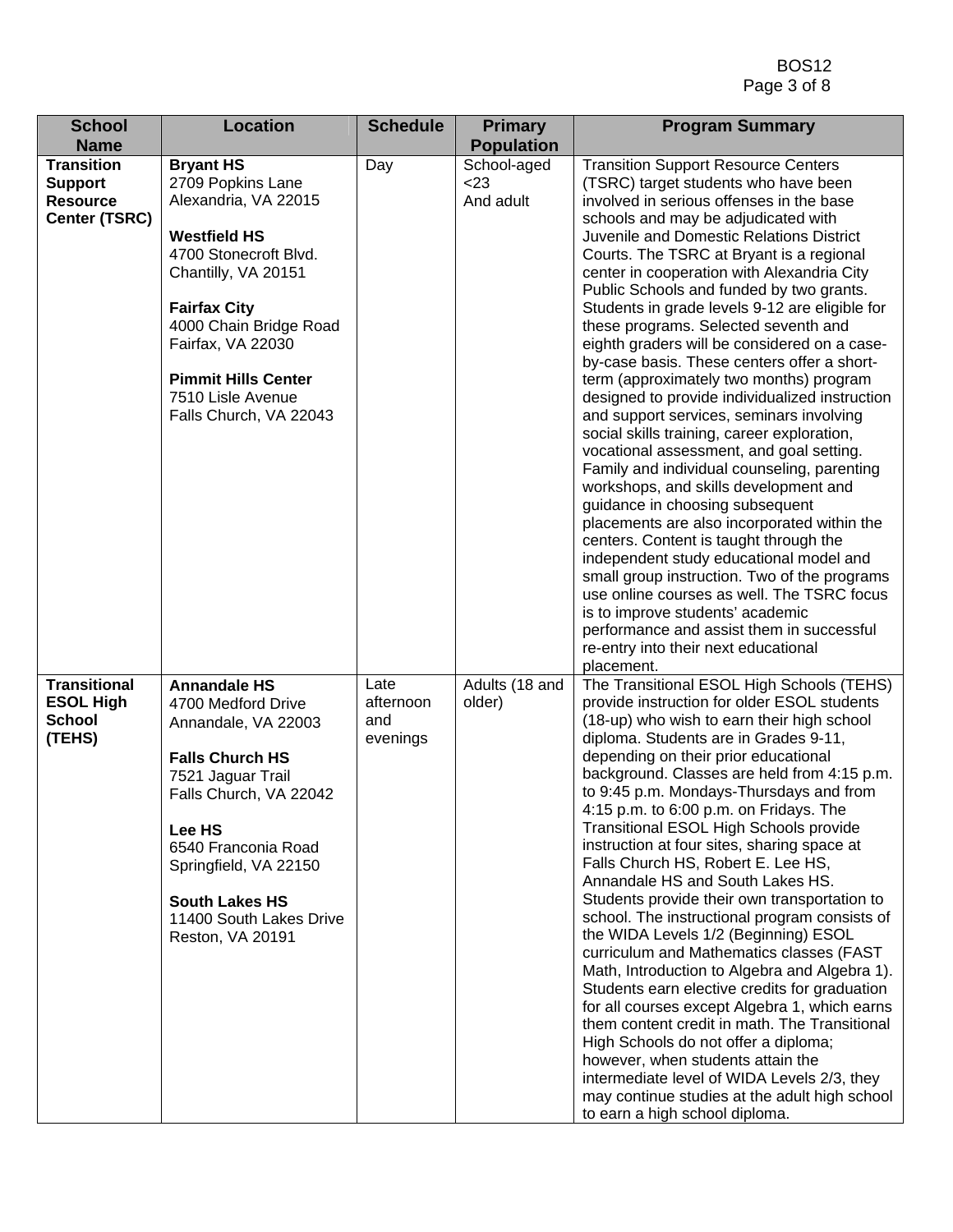| School Name | Location | Schedule | Primary Population | Program Summary |
|---|---|---|---|---|
| **Transition Support Resource Center (TSRC)** | **Bryant HS**<br>2709 Popkins Lane<br>Alexandria, VA 22015<br><br>**Westfield HS**<br>4700 Stonecroft Blvd.<br>Chantilly, VA 20151<br><br>**Fairfax City**<br>4000 Chain Bridge Road<br>Fairfax, VA 22030<br><br>**Pimmit Hills Center**<br>7510 Lisle Avenue<br>Falls Church, VA 22043 | Day | School-aged <23<br>And adult | Transition Support Resource Centers (TSRC) target students who have been involved in serious offenses in the base schools and may be adjudicated with Juvenile and Domestic Relations District Courts. The TSRC at Bryant is a regional center in cooperation with Alexandria City Public Schools and funded by two grants. Students in grade levels 9-12 are eligible for these programs. Selected seventh and eighth graders will be considered on a case-by-case basis. These centers offer a short-term (approximately two months) program designed to provide individualized instruction and support services, seminars involving social skills training, career exploration, vocational assessment, and goal setting. Family and individual counseling, parenting workshops, and skills development and guidance in choosing subsequent placements are also incorporated within the centers. Content is taught through the independent study educational model and small group instruction. Two of the programs use online courses as well. The TSRC focus is to improve students' academic performance and assist them in successful re-entry into their next educational placement. |
| **Transitional ESOL High School (TEHS)** | **Annandale HS**<br>4700 Medford Drive<br>Annandale, VA 22003<br><br>**Falls Church HS**<br>7521 Jaguar Trail<br>Falls Church, VA 22042<br><br>**Lee HS**<br>6540 Franconia Road<br>Springfield, VA 22150<br><br>**South Lakes HS**<br>11400 South Lakes Drive<br>Reston, VA 20191 | Late afternoon and evenings | Adults (18 and older) | The Transitional ESOL High Schools (TEHS) provide instruction for older ESOL students (18-up) who wish to earn their high school diploma. Students are in Grades 9-11, depending on their prior educational background. Classes are held from 4:15 p.m. to 9:45 p.m. Mondays-Thursdays and from 4:15 p.m. to 6:00 p.m. on Fridays. The Transitional ESOL High Schools provide instruction at four sites, sharing space at Falls Church HS, Robert E. Lee HS, Annandale HS and South Lakes HS. Students provide their own transportation to school. The instructional program consists of the WIDA Levels 1/2 (Beginning) ESOL curriculum and Mathematics classes (FAST Math, Introduction to Algebra and Algebra 1). Students earn elective credits for graduation for all courses except Algebra 1, which earns them content credit in math. The Transitional High Schools do not offer a diploma; however, when students attain the intermediate level of WIDA Levels 2/3, they may continue studies at the adult high school to earn a high school diploma. |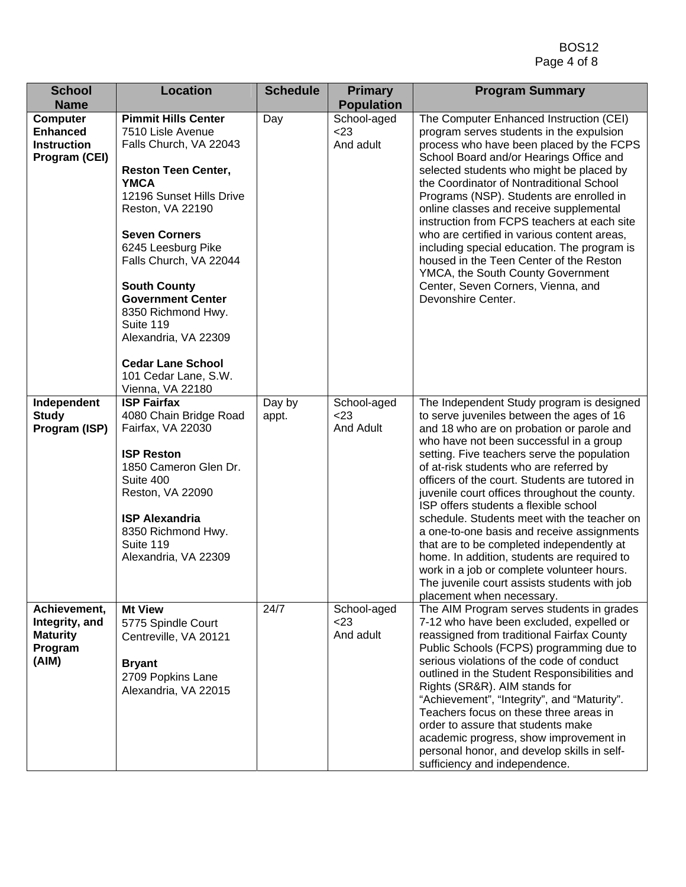| School Name | Location | Schedule | Primary Population | Program Summary |
|---|---|---|---|---|
| **Computer Enhanced Instruction Program (CEI)** | **Pimmit Hills Center**<br>7510 Lisle Avenue<br>Falls Church, VA 22043<br><br>**Reston Teen Center, YMCA**<br>12196 Sunset Hills Drive<br>Reston, VA 22190<br><br>**Seven Corners**<br>6245 Leesburg Pike<br>Falls Church, VA 22044<br><br>**South County Government Center**<br>8350 Richmond Hwy.<br>Suite 119<br>Alexandria, VA 22309<br><br>**Cedar Lane School**<br>101 Cedar Lane, S.W.<br>Vienna, VA 22180 | Day | School-aged <23<br>And adult | The Computer Enhanced Instruction (CEI) program serves students in the expulsion process who have been placed by the FCPS School Board and/or Hearings Office and selected students who might be placed by the Coordinator of Nontraditional School Programs (NSP). Students are enrolled in online classes and receive supplemental instruction from FCPS teachers at each site who are certified in various content areas, including special education. The program is housed in the Teen Center of the Reston YMCA, the South County Government Center, Seven Corners, Vienna, and Devonshire Center. |
| **Independent Study Program (ISP)** | **ISP Fairfax**<br>4080 Chain Bridge Road<br>Fairfax, VA 22030<br><br>**ISP Reston**<br>1850 Cameron Glen Dr.<br>Suite 400<br>Reston, VA 22090<br><br>**ISP Alexandria**<br>8350 Richmond Hwy.<br>Suite 119<br>Alexandria, VA 22309 | Day by appt. | School-aged <23<br>And Adult | The Independent Study program is designed to serve juveniles between the ages of 16 and 18 who are on probation or parole and who have not been successful in a group setting. Five teachers serve the population of at-risk students who are referred by officers of the court. Students are tutored in juvenile court offices throughout the county. ISP offers students a flexible school schedule. Students meet with the teacher on a one-to-one basis and receive assignments that are to be completed independently at home. In addition, students are required to work in a job or complete volunteer hours. The juvenile court assists students with job placement when necessary. |
| **Achievement, Integrity, and Maturity Program (AIM)** | **Mt View**<br>5775 Spindle Court<br>Centreville, VA 20121<br><br>**Bryant**<br>2709 Popkins Lane<br>Alexandria, VA 22015 | 24/7 | School-aged <23<br>And adult | The AIM Program serves students in grades 7-12 who have been excluded, expelled or reassigned from traditional Fairfax County Public Schools (FCPS) programming due to serious violations of the code of conduct outlined in the Student Responsibilities and Rights (SR&R). AIM stands for "Achievement", "Integrity", and "Maturity". Teachers focus on these three areas in order to assure that students make academic progress, show improvement in personal honor, and develop skills in self-sufficiency and independence. |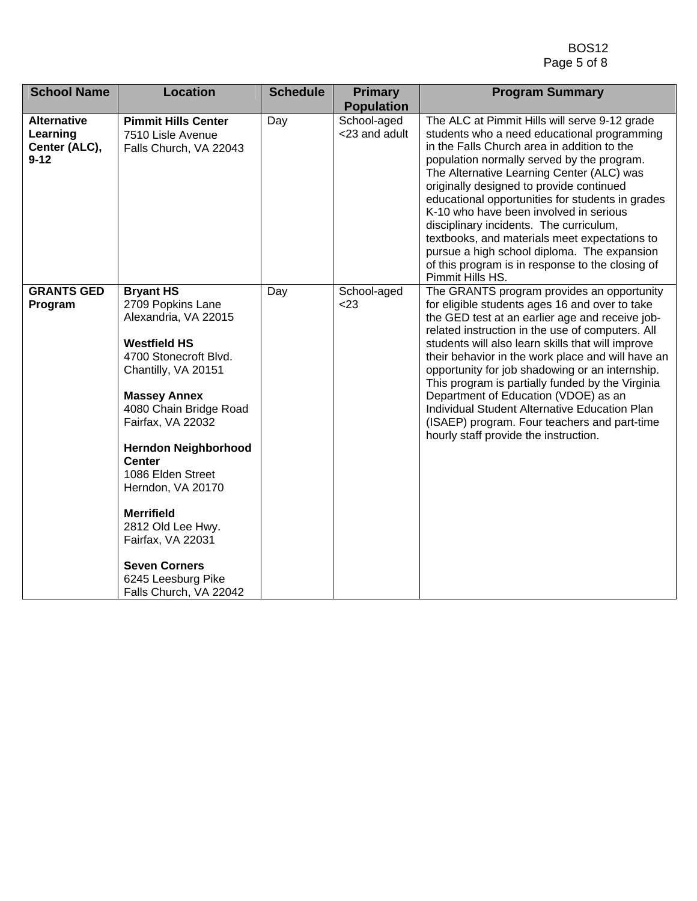| School Name | Location | Schedule | Primary Population | Program Summary |
| --- | --- | --- | --- | --- |
| **Alternative Learning Center (ALC), 9-12** | **Pimmit Hills Center**<br>7510 Lisle Avenue<br>Falls Church, VA 22043 | Day | School-aged <23 and adult | The ALC at Pimmit Hills will serve 9-12 grade students who a need educational programming in the Falls Church area in addition to the population normally served by the program. The Alternative Learning Center (ALC) was originally designed to provide continued educational opportunities for students in grades K-10 who have been involved in serious disciplinary incidents. The curriculum, textbooks, and materials meet expectations to pursue a high school diploma. The expansion of this program is in response to the closing of Pimmit Hills HS. |
| **GRANTS GED Program** | **Bryant HS**<br>2709 Popkins Lane<br>Alexandria, VA 22015<br><br>**Westfield HS**<br>4700 Stonecroft Blvd.<br>Chantilly, VA 20151<br><br>**Massey Annex**<br>4080 Chain Bridge Road<br>Fairfax, VA 22032<br><br>**Herndon Neighborhood Center**<br>1086 Elden Street<br>Herndon, VA 20170<br><br>**Merrifield**<br>2812 Old Lee Hwy.<br>Fairfax, VA 22031<br><br>**Seven Corners**<br>6245 Leesburg Pike<br>Falls Church, VA 22042 | Day | School-aged <23 | The GRANTS program provides an opportunity for eligible students ages 16 and over to take the GED test at an earlier age and receive job-related instruction in the use of computers. All students will also learn skills that will improve their behavior in the work place and will have an opportunity for job shadowing or an internship. This program is partially funded by the Virginia Department of Education (VDOE) as an Individual Student Alternative Education Plan (ISAEP) program. Four teachers and part-time hourly staff provide the instruction. |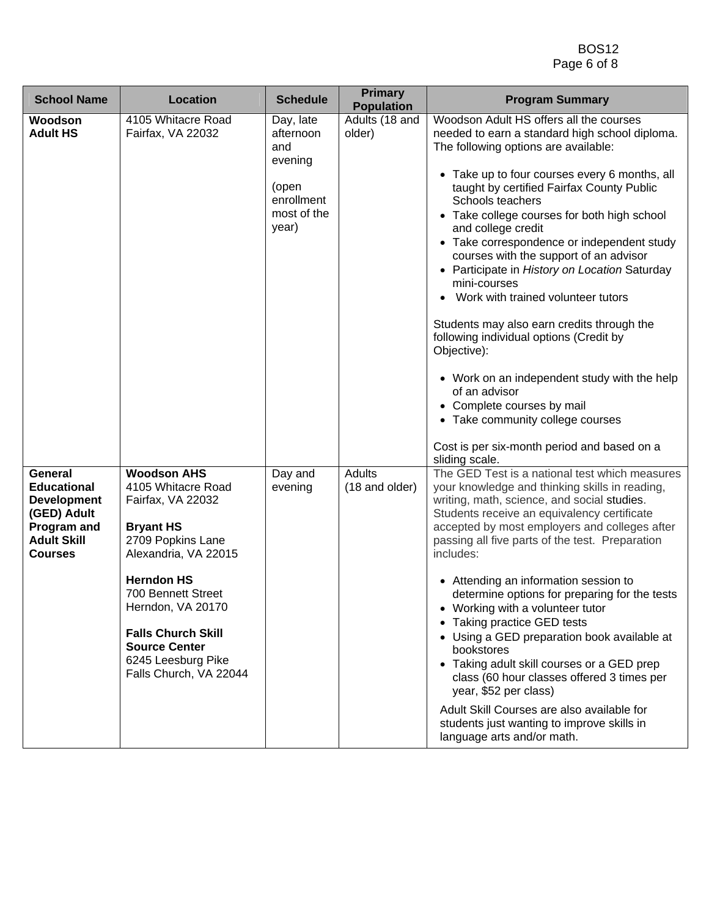| School Name | Location | Schedule | Primary Population | Program Summary |
|---|---|---|---|---|
| **Woodson Adult HS** | 4105 Whitacre Road<br>Fairfax, VA 22032 | Day, late afternoon and evening<br><br>(open enrollment most of the year) | Adults (18 and older) | Woodson Adult HS offers all the courses needed to earn a standard high school diploma. The following options are available:<br><br>• Take up to four courses every 6 months, all taught by certified Fairfax County Public Schools teachers<br>• Take college courses for both high school and college credit<br>• Take correspondence or independent study courses with the support of an advisor<br>• Participate in *History on Location* Saturday mini-courses<br>• Work with trained volunteer tutors<br><br>Students may also earn credits through the following individual options (Credit by Objective):<br><br>• Work on an independent study with the help of an advisor<br>• Complete courses by mail<br>• Take community college courses<br><br>Cost is per six-month period and based on a sliding scale. |
| **General Educational Development (GED) Adult Program and Adult Skill Courses** | **Woodson AHS**<br>4105 Whitacre Road<br>Fairfax, VA 22032<br><br>**Bryant HS**<br>2709 Popkins Lane<br>Alexandria, VA 22015<br><br>**Herndon HS**<br>700 Bennett Street<br>Herndon, VA 20170<br><br>**Falls Church Skill Source Center**<br>6245 Leesburg Pike<br>Falls Church, VA 22044 | Day and evening | Adults (18 and older) | The GED Test is a national test which measures your knowledge and thinking skills in reading, writing, math, science, and social studies. Students receive an equivalency certificate accepted by most employers and colleges after passing all five parts of the test. Preparation includes:<br><br>• Attending an information session to determine options for preparing for the tests<br>• Working with a volunteer tutor<br>• Taking practice GED tests<br>• Using a GED preparation book available at bookstores<br>• Taking adult skill courses or a GED prep class (60 hour classes offered 3 times per year, $52 per class)<br><br>Adult Skill Courses are also available for students just wanting to improve skills in language arts and/or math. |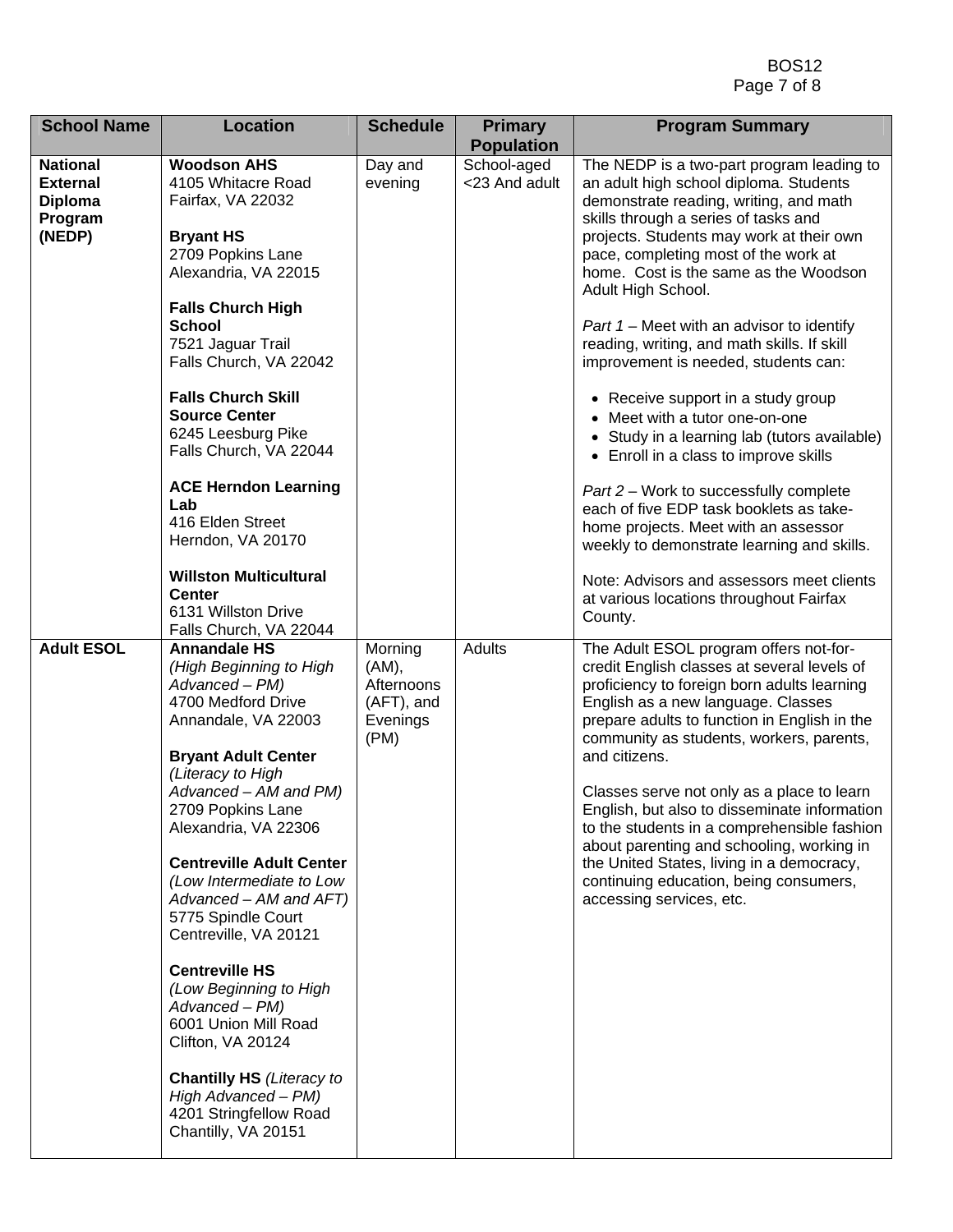| School Name | Location | Schedule | Primary Population | Program Summary |
|---|---|---|---|---|
| **National External Diploma Program (NEDP)** | **Woodson AHS**<br>4105 Whitacre Road<br>Fairfax, VA 22032<br><br>**Bryant HS**<br>2709 Popkins Lane<br>Alexandria, VA 22015<br><br>**Falls Church High School**<br>7521 Jaguar Trail<br>Falls Church, VA 22042<br><br>**Falls Church Skill Source Center**<br>6245 Leesburg Pike<br>Falls Church, VA 22044<br><br>**ACE Herndon Learning Lab**<br>416 Elden Street<br>Herndon, VA 20170<br><br>**Willston Multicultural Center**<br>6131 Willston Drive<br>Falls Church, VA 22044 | Day and evening | School-aged <23 And adult | The NEDP is a two-part program leading to an adult high school diploma. Students demonstrate reading, writing, and math skills through a series of tasks and projects. Students may work at their own pace, completing most of the work at home. Cost is the same as the Woodson Adult High School.<br><br>*Part 1* – Meet with an advisor to identify reading, writing, and math skills. If skill improvement is needed, students can:<br>• Receive support in a study group<br>• Meet with a tutor one-on-one<br>• Study in a learning lab (tutors available)<br>• Enroll in a class to improve skills<br><br>*Part 2* – Work to successfully complete each of five EDP task booklets as take-home projects. Meet with an assessor weekly to demonstrate learning and skills.<br><br>Note: Advisors and assessors meet clients at various locations throughout Fairfax County. |
| **Adult ESOL** | **Annandale HS**<br>*(High Beginning to High Advanced – PM)*<br>4700 Medford Drive<br>Annandale, VA 22003<br><br>**Bryant Adult Center**<br>*(Literacy to High Advanced – AM and PM)*<br>2709 Popkins Lane<br>Alexandria, VA 22306<br><br>**Centreville Adult Center**<br>*(Low Intermediate to Low Advanced – AM and AFT)*<br>5775 Spindle Court<br>Centreville, VA 20121<br><br>**Centreville HS**<br>*(Low Beginning to High Advanced – PM)*<br>6001 Union Mill Road<br>Clifton, VA 20124<br><br>**Chantilly HS** *(Literacy to High Advanced – PM)*<br>4201 Stringfellow Road<br>Chantilly, VA 20151 | Morning (AM), Afternoons (AFT), and Evenings (PM) | Adults | The Adult ESOL program offers not-for-credit English classes at several levels of proficiency to foreign born adults learning English as a new language. Classes prepare adults to function in English in the community as students, workers, parents, and citizens.<br><br>Classes serve not only as a place to learn English, but also to disseminate information to the students in a comprehensible fashion about parenting and schooling, working in the United States, living in a democracy, continuing education, being consumers, accessing services, etc. |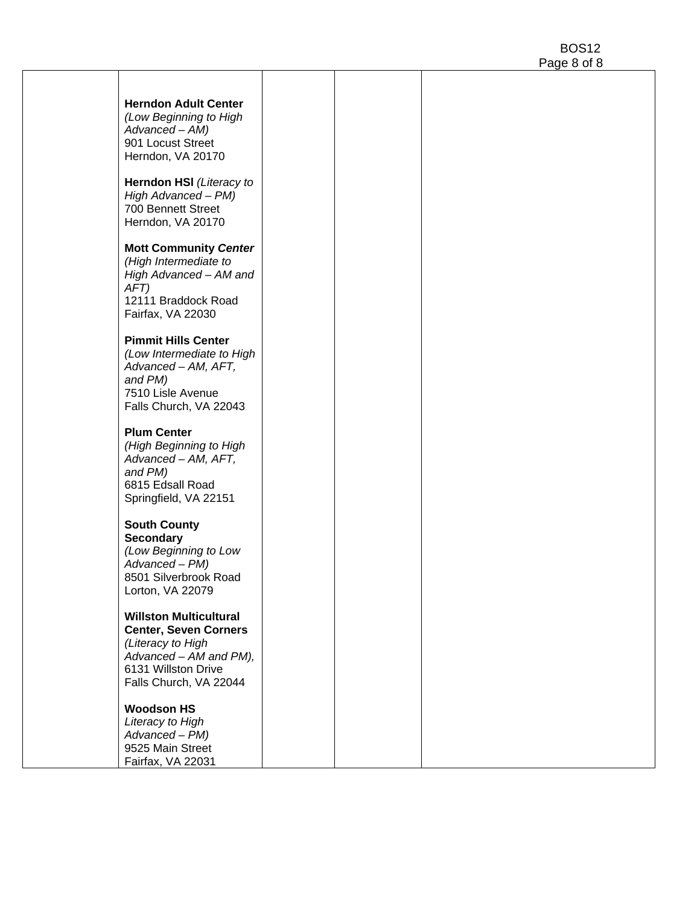| | | | | |
|---|---|---|---|---|
| | **Herndon Adult Center** *(Low Beginning to High Advanced – AM)* 901 Locust Street Herndon, VA 20170<br><br>**Herndon HSI** *(Literacy to High Advanced – PM)* 700 Bennett Street Herndon, VA 20170<br><br>**Mott Community *Center*** *(High Intermediate to High Advanced – AM and AFT)* 12111 Braddock Road Fairfax, VA 22030<br><br>**Pimmit Hills Center** *(Low Intermediate to High Advanced – AM, AFT, and PM)* 7510 Lisle Avenue Falls Church, VA 22043<br><br>**Plum Center** *(High Beginning to High Advanced – AM, AFT, and PM)* 6815 Edsall Road Springfield, VA 22151<br><br>**South County Secondary** *(Low Beginning to Low Advanced – PM)* 8501 Silverbrook Road Lorton, VA 22079<br><br>**Willston Multicultural Center, Seven Corners** *(Literacy to High Advanced – AM and PM),* 6131 Willston Drive Falls Church, VA 22044<br><br>**Woodson HS** *Literacy to High Advanced – PM)* 9525 Main Street Fairfax, VA 22031 | | | |